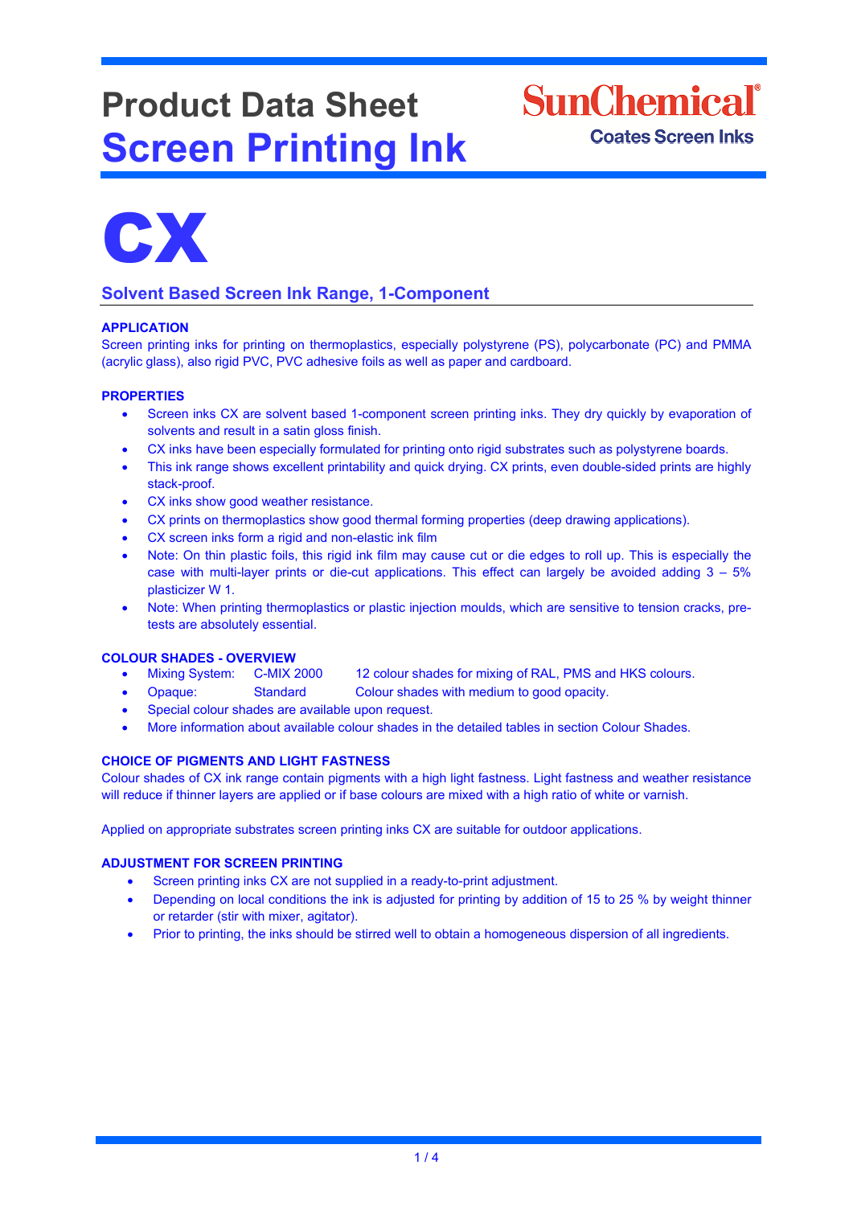# Product Data Sheet
# Screen Printing Ink

SunChemical
Coates Screen Inks

# CX

## Solvent Based Screen Ink Range, 1-Component

### APPLICATION

Screen printing inks for printing on thermoplastics, especially polystyrene (PS), polycarbonate (PC) and PMMA (acrylic glass), also rigid PVC, PVC adhesive foils as well as paper and cardboard.

### PROPERTIES

- Screen inks CX are solvent based 1-component screen printing inks. They dry quickly by evaporation of solvents and result in a satin gloss finish.
- CX inks have been especially formulated for printing onto rigid substrates such as polystyrene boards.
- This ink range shows excellent printability and quick drying. CX prints, even double-sided prints are highly stack-proof.
- CX inks show good weather resistance.
- CX prints on thermoplastics show good thermal forming properties (deep drawing applications).
- CX screen inks form a rigid and non-elastic ink film
- Note: On thin plastic foils, this rigid ink film may cause cut or die edges to roll up. This is especially the case with multi-layer prints or die-cut applications. This effect can largely be avoided adding 3 – 5% plasticizer W 1.
- Note: When printing thermoplastics or plastic injection moulds, which are sensitive to tension cracks, pre-tests are absolutely essential.

### COLOUR SHADES - OVERVIEW

- Mixing System: C-MIX 2000 12 colour shades for mixing of RAL, PMS and HKS colours.
- Opaque: Standard Colour shades with medium to good opacity.
- Special colour shades are available upon request.
- More information about available colour shades in the detailed tables in section Colour Shades.

### CHOICE OF PIGMENTS AND LIGHT FASTNESS

Colour shades of CX ink range contain pigments with a high light fastness. Light fastness and weather resistance will reduce if thinner layers are applied or if base colours are mixed with a high ratio of white or varnish.

Applied on appropriate substrates screen printing inks CX are suitable for outdoor applications.

### ADJUSTMENT FOR SCREEN PRINTING

- Screen printing inks CX are not supplied in a ready-to-print adjustment.
- Depending on local conditions the ink is adjusted for printing by addition of 15 to 25 % by weight thinner or retarder (stir with mixer, agitator).
- Prior to printing, the inks should be stirred well to obtain a homogeneous dispersion of all ingredients.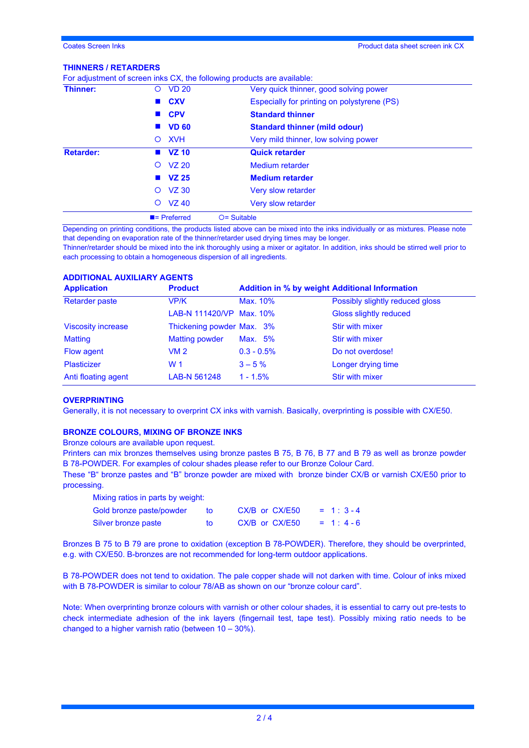## THINNERS / RETARDERS

For adjustment of screen inks CX, the following products are available:

| | | | |
|---|---|---|---|
| **Thinner:** | ○ | VD 20 | Very quick thinner, good solving power |
| | ■ | **CXV** | Especially for printing on polystyrene (PS) |
| | ■ | **CPV** | **Standard thinner** |
| | ■ | **VD 60** | **Standard thinner (mild odour)** |
| | ○ | XVH | Very mild thinner, low solving power |
| **Retarder:** | ■ | **VZ 10** | **Quick retarder** |
| | ○ | VZ 20 | Medium retarder |
| | ■ | **VZ 25** | **Medium retarder** |
| | ○ | VZ 30 | Very slow retarder |
| | ○ | VZ 40 | Very slow retarder |

■= Preferred ○= Suitable

Depending on printing conditions, the products listed above can be mixed into the inks individually or as mixtures. Please note that depending on evaporation rate of the thinner/retarder used drying times may be longer.
Thinner/retarder should be mixed into the ink thoroughly using a mixer or agitator. In addition, inks should be stirred well prior to each processing to obtain a homogeneous dispersion of all ingredients.

## ADDITIONAL AUXILIARY AGENTS

| Application | Product | Addition in % by weight | Additional Information |
|---|---|---|---|
| Retarder paste | VP/K | Max. 10% | Possibly slightly reduced gloss |
| | LAB-N 111420/VP | Max. 10% | Gloss slightly reduced |
| Viscosity increase | Thickening powder | Max. 3% | Stir with mixer |
| Matting | Matting powder | Max. 5% | Stir with mixer |
| Flow agent | VM 2 | 0.3 - 0.5% | Do not overdose! |
| Plasticizer | W 1 | 3 – 5 % | Longer drying time |
| Anti floating agent | LAB-N 561248 | 1 - 1.5% | Stir with mixer |

## OVERPRINTING

Generally, it is not necessary to overprint CX inks with varnish. Basically, overprinting is possible with CX/E50.

## BRONZE COLOURS, MIXING OF BRONZE INKS

Bronze colours are available upon request.
Printers can mix bronzes themselves using bronze pastes B 75, B 76, B 77 and B 79 as well as bronze powder B 78-POWDER. For examples of colour shades please refer to our Bronze Colour Card.
These "B" bronze pastes and "B" bronze powder are mixed with bronze binder CX/B or varnish CX/E50 prior to processing.

Mixing ratios in parts by weight:

| | | | |
|---|---|---|---|
| Gold bronze paste/powder | to | CX/B or CX/E50 | = 1 : 3 - 4 |
| Silver bronze paste | to | CX/B or CX/E50 | = 1 : 4 - 6 |

Bronzes B 75 to B 79 are prone to oxidation (exception B 78-POWDER). Therefore, they should be overprinted, e.g. with CX/E50. B-bronzes are not recommended for long-term outdoor applications.

B 78-POWDER does not tend to oxidation. The pale copper shade will not darken with time. Colour of inks mixed with B 78-POWDER is similar to colour 78/AB as shown on our "bronze colour card".

Note: When overprinting bronze colours with varnish or other colour shades, it is essential to carry out pre-tests to check intermediate adhesion of the ink layers (fingernail test, tape test). Possibly mixing ratio needs to be changed to a higher varnish ratio (between 10 – 30%).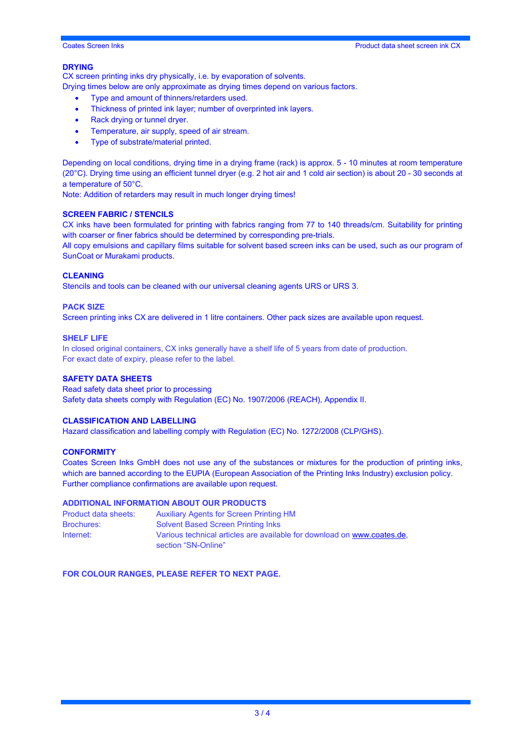## DRYING

CX screen printing inks dry physically, i.e. by evaporation of solvents.
Drying times below are only approximate as drying times depend on various factors.

- Type and amount of thinners/retarders used.
- Thickness of printed ink layer; number of overprinted ink layers.
- Rack drying or tunnel dryer.
- Temperature, air supply, speed of air stream.
- Type of substrate/material printed.

Depending on local conditions, drying time in a drying frame (rack) is approx. 5 - 10 minutes at room temperature (20°C). Drying time using an efficient tunnel dryer (e.g. 2 hot air and 1 cold air section) is about 20 - 30 seconds at a temperature of 50°C.
Note: Addition of retarders may result in much longer drying times!

## SCREEN FABRIC / STENCILS

CX inks have been formulated for printing with fabrics ranging from 77 to 140 threads/cm. Suitability for printing with coarser or finer fabrics should be determined by corresponding pre-trials.
All copy emulsions and capillary films suitable for solvent based screen inks can be used, such as our program of SunCoat or Murakami products.

## CLEANING

Stencils and tools can be cleaned with our universal cleaning agents URS or URS 3.

## PACK SIZE

Screen printing inks CX are delivered in 1 litre containers. Other pack sizes are available upon request.

## SHELF LIFE

In closed original containers, CX inks generally have a shelf life of 5 years from date of production.
For exact date of expiry, please refer to the label.

## SAFETY DATA SHEETS

Read safety data sheet prior to processing
Safety data sheets comply with Regulation (EC) No. 1907/2006 (REACH), Appendix II.

## CLASSIFICATION AND LABELLING

Hazard classification and labelling comply with Regulation (EC) No. 1272/2008 (CLP/GHS).

## CONFORMITY

Coates Screen Inks GmbH does not use any of the substances or mixtures for the production of printing inks, which are banned according to the EUPIA (European Association of the Printing Inks Industry) exclusion policy.
Further compliance confirmations are available upon request.

## ADDITIONAL INFORMATION ABOUT OUR PRODUCTS

| | |
|---|---|
| Product data sheets: | Auxiliary Agents for Screen Printing HM |
| Brochures: | Solvent Based Screen Printing Inks |
| Internet: | Various technical articles are available for download on www.coates.de, section "SN-Online" |

**FOR COLOUR RANGES, PLEASE REFER TO NEXT PAGE.**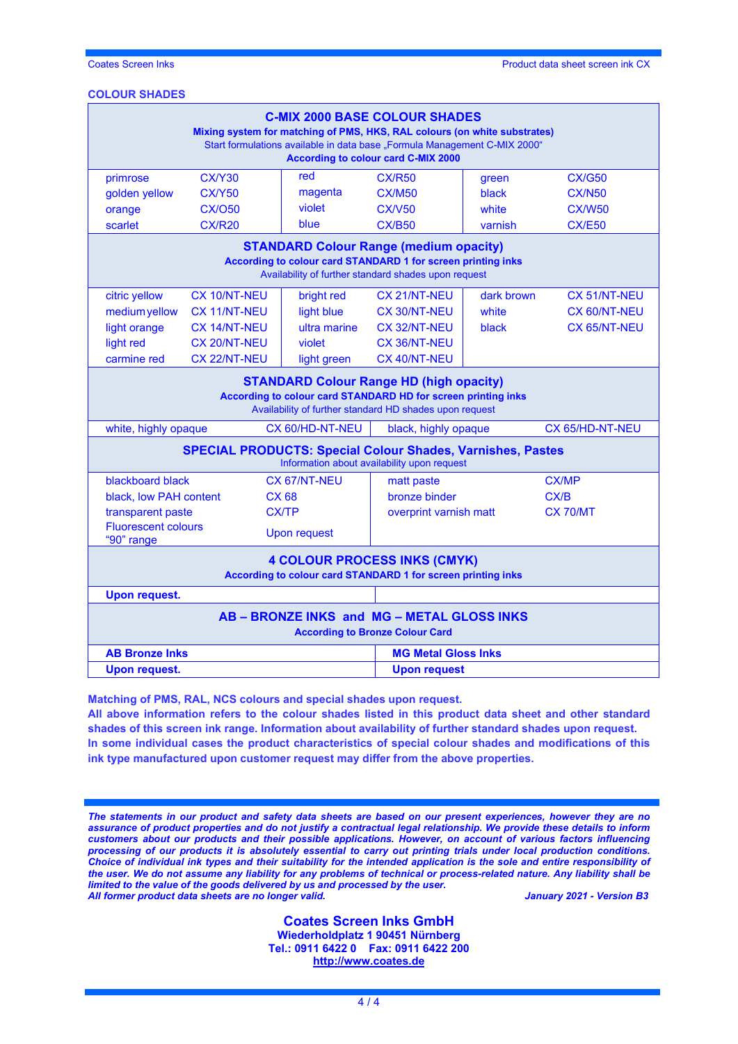## COLOUR SHADES

### C-MIX 2000 BASE COLOUR SHADES

**Mixing system for matching of PMS, HKS, RAL colours (on white substrates)**

Start formulations available in data base „Formula Management C-MIX 2000"

**According to colour card C-MIX 2000**

| | | | | | |
|---|---|---|---|---|---|
| primrose | CX/Y30 | red | CX/R50 | green | CX/G50 |
| golden yellow | CX/Y50 | magenta | CX/M50 | black | CX/N50 |
| orange | CX/O50 | violet | CX/V50 | white | CX/W50 |
| scarlet | CX/R20 | blue | CX/B50 | varnish | CX/E50 |

### STANDARD Colour Range (medium opacity)

**According to colour card STANDARD 1 for screen printing inks**

Availability of further standard shades upon request

| | | | | | |
|---|---|---|---|---|---|
| citric yellow | CX 10/NT-NEU | bright red | CX 21/NT-NEU | dark brown | CX 51/NT-NEU |
| medium yellow | CX 11/NT-NEU | light blue | CX 30/NT-NEU | white | CX 60/NT-NEU |
| light orange | CX 14/NT-NEU | ultra marine | CX 32/NT-NEU | black | CX 65/NT-NEU |
| light red | CX 20/NT-NEU | violet | CX 36/NT-NEU | | |
| carmine red | CX 22/NT-NEU | light green | CX 40/NT-NEU | | |

### STANDARD Colour Range HD (high opacity)

**According to colour card STANDARD HD for screen printing inks**

Availability of further standard HD shades upon request

| | | | |
|---|---|---|---|
| white, highly opaque | CX 60/HD-NT-NEU | black, highly opaque | CX 65/HD-NT-NEU |

### SPECIAL PRODUCTS: Special Colour Shades, Varnishes, Pastes

Information about availability upon request

| | | | |
|---|---|---|---|
| blackboard black | CX 67/NT-NEU | matt paste | CX/MP |
| black, low PAH content | CX 68 | bronze binder | CX/B |
| transparent paste | CX/TP | overprint varnish matt | CX 70/MT |
| Fluorescent colours "90" range | Upon request | | |

### 4 COLOUR PROCESS INKS (CMYK)

**According to colour card STANDARD 1 for screen printing inks**

**Upon request.**

### AB – BRONZE INKS and MG – METAL GLOSS INKS

**According to Bronze Colour Card**

| **AB Bronze Inks** | **MG Metal Gloss Inks** |
|---|---|
| **Upon request.** | **Upon request** |

**Matching of PMS, RAL, NCS colours and special shades upon request.**
**All above information refers to the colour shades listed in this product data sheet and other standard shades of this screen ink range. Information about availability of further standard shades upon request.**
**In some individual cases the product characteristics of special colour shades and modifications of this ink type manufactured upon customer request may differ from the above properties.**

***The statements in our product and safety data sheets are based on our present experiences, however they are no assurance of product properties and do not justify a contractual legal relationship. We provide these details to inform customers about our products and their possible applications. However, on account of various factors influencing processing of our products it is absolutely essential to carry out printing trials under local production conditions. Choice of individual ink types and their suitability for the intended application is the sole and entire responsibility of the user. We do not assume any liability for any problems of technical or process-related nature. Any liability shall be limited to the value of the goods delivered by us and processed by the user.***
***All former product data sheets are no longer valid.*** ***January 2021 - Version B3***

**Coates Screen Inks GmbH**
**Wiederholdplatz 1 90451 Nürnberg**
**Tel.: 0911 6422 0 Fax: 0911 6422 200**
**http://www.coates.de**